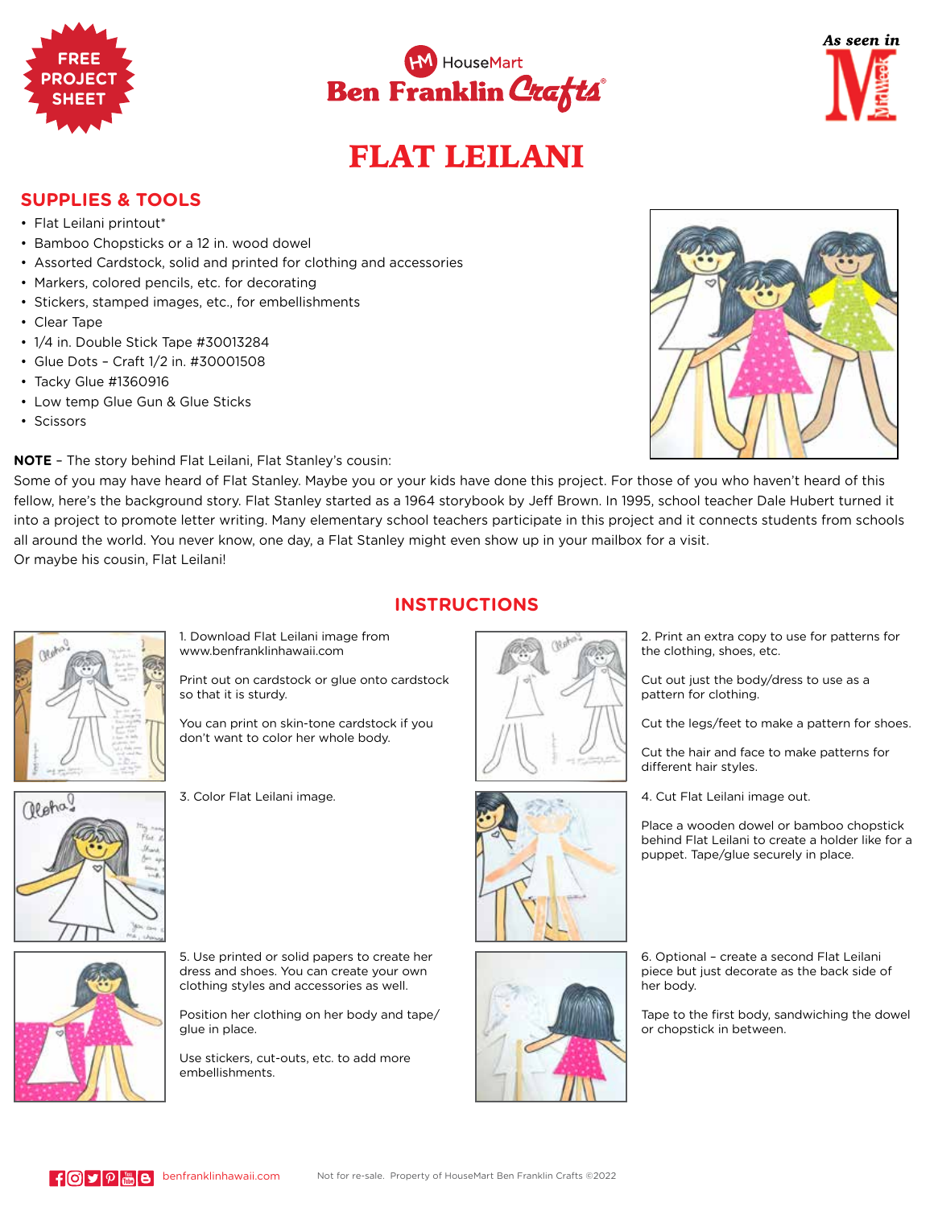FREE PROJECT SHEET

HouseMart Ben Franklin Crafts

As seen in MidWeek

# FLAT LEILANI

## SUPPLIES & TOOLS

- Flat Leilani printout*
- Bamboo Chopsticks or a 12 in. wood dowel
- Assorted Cardstock, solid and printed for clothing and accessories
- Markers, colored pencils, etc. for decorating
- Stickers, stamped images, etc., for embellishments
- Clear Tape
- 1/4 in. Double Stick Tape #30013284
- Glue Dots – Craft 1/2 in. #30001508
- Tacky Glue #1360916
- Low temp Glue Gun & Glue Sticks
- Scissors

**NOTE** – The story behind Flat Leilani, Flat Stanley's cousin:
Some of you may have heard of Flat Stanley. Maybe you or your kids have done this project. For those of you who haven't heard of this fellow, here's the background story. Flat Stanley started as a 1964 storybook by Jeff Brown. In 1995, school teacher Dale Hubert turned it into a project to promote letter writing. Many elementary school teachers participate in this project and it connects students from schools all around the world. You never know, one day, a Flat Stanley might even show up in your mailbox for a visit.
Or maybe his cousin, Flat Leilani!

## INSTRUCTIONS

1. Download Flat Leilani image from www.benfranklinhawaii.com

Print out on cardstock or glue onto cardstock so that it is sturdy.

You can print on skin-tone cardstock if you don't want to color her whole body.

2. Print an extra copy to use for patterns for the clothing, shoes, etc.

Cut out just the body/dress to use as a pattern for clothing.

Cut the legs/feet to make a pattern for shoes.

Cut the hair and face to make patterns for different hair styles.

3. Color Flat Leilani image.

4. Cut Flat Leilani image out.

Place a wooden dowel or bamboo chopstick behind Flat Leilani to create a holder like for a puppet. Tape/glue securely in place.

5. Use printed or solid papers to create her dress and shoes. You can create your own clothing styles and accessories as well.

Position her clothing on her body and tape/glue in place.

Use stickers, cut-outs, etc. to add more embellishments.

6. Optional – create a second Flat Leilani piece but just decorate as the back side of her body.

Tape to the first body, sandwiching the dowel or chopstick in between.

benfranklinhawaii.com    Not for re-sale. Property of HouseMart Ben Franklin Crafts ©2022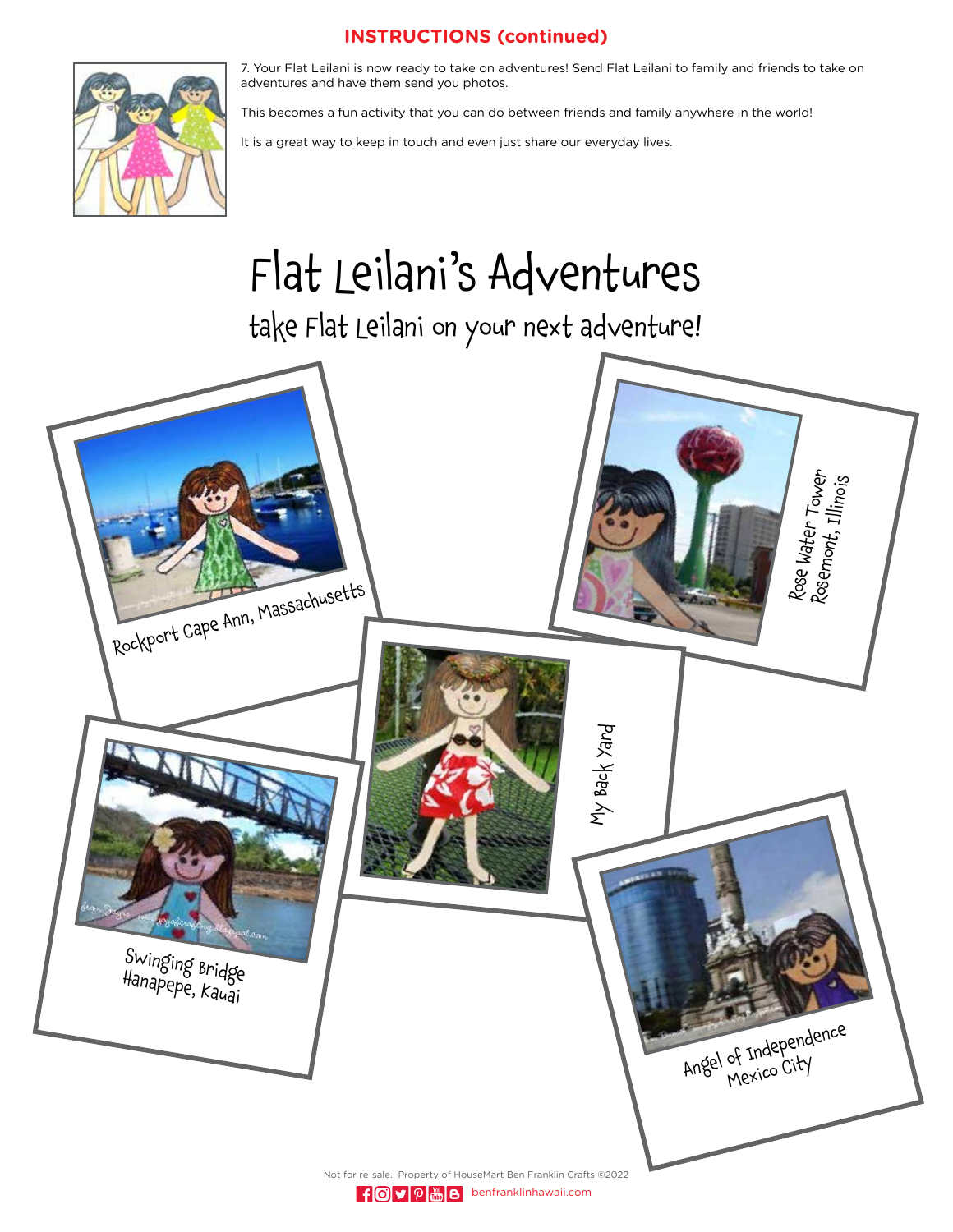## INSTRUCTIONS (continued)

7. Your Flat Leilani is now ready to take on adventures! Send Flat Leilani to family and friends to take on adventures and have them send you photos.

This becomes a fun activity that you can do between friends and family anywhere in the world!

It is a great way to keep in touch and even just share our everyday lives.

# Flat Leilani's Adventures

## take Flat Leilani on your next adventure!

Rockport Cape Ann, Massachusetts

Rose Water Tower
Rosemont, Illinois

My Back Yard

Swinging Bridge
Hanapepe, Kauai

Angel of Independence
Mexico City

Not for re-sale. Property of HouseMart Ben Franklin Crafts ©2022

benfranklinhawaii.com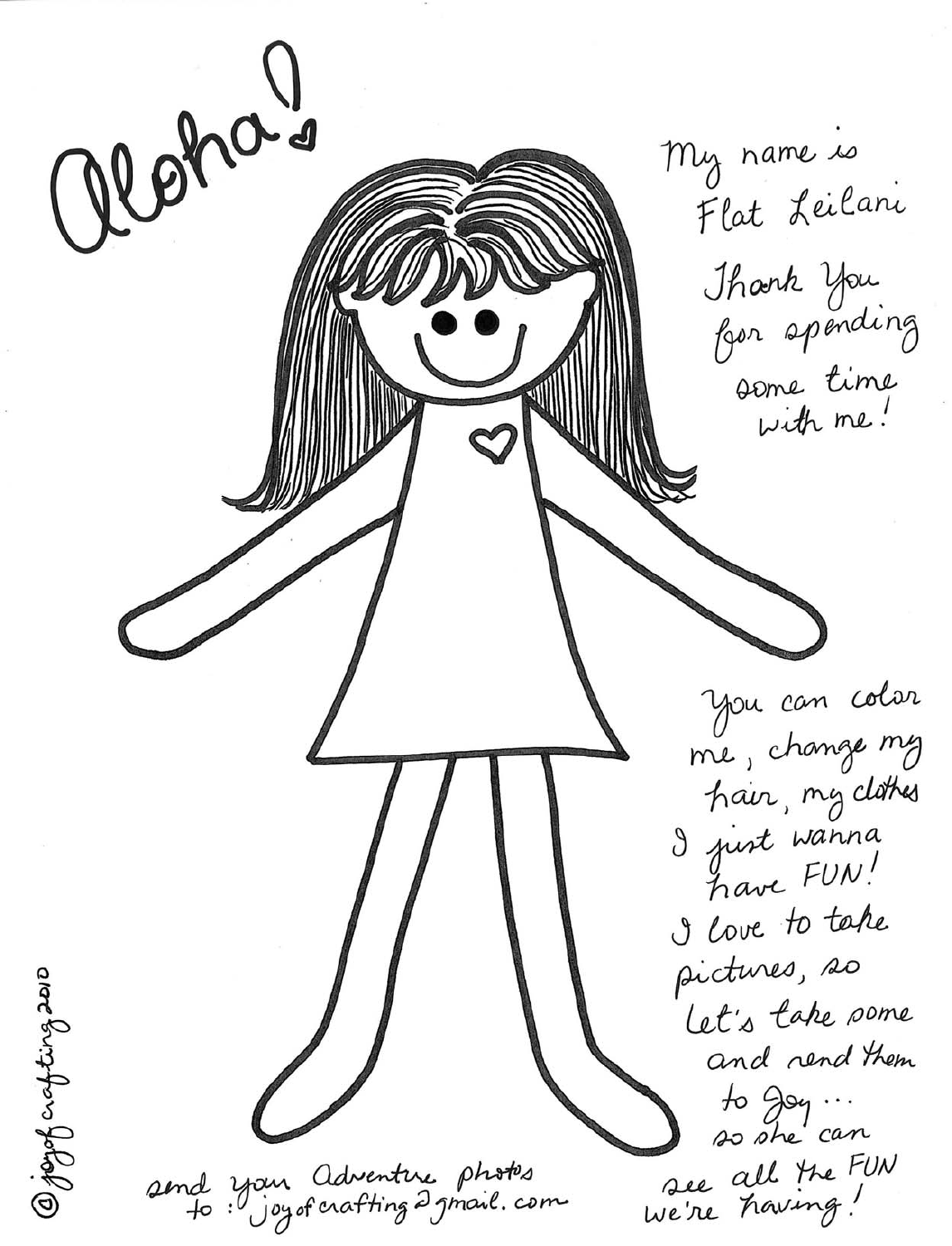# Aloha!

My name is Flat Leilani

Thank You for spending some time with me!

You can color me, change my hair, my clothes I just wanna have FUN! I love to take pictures, so Let's take some and send them to Joy... so she can see all the FUN we're having!

send you Adventure photos to : joyofcrafting@gmail.com

© joyofcrafting 2010